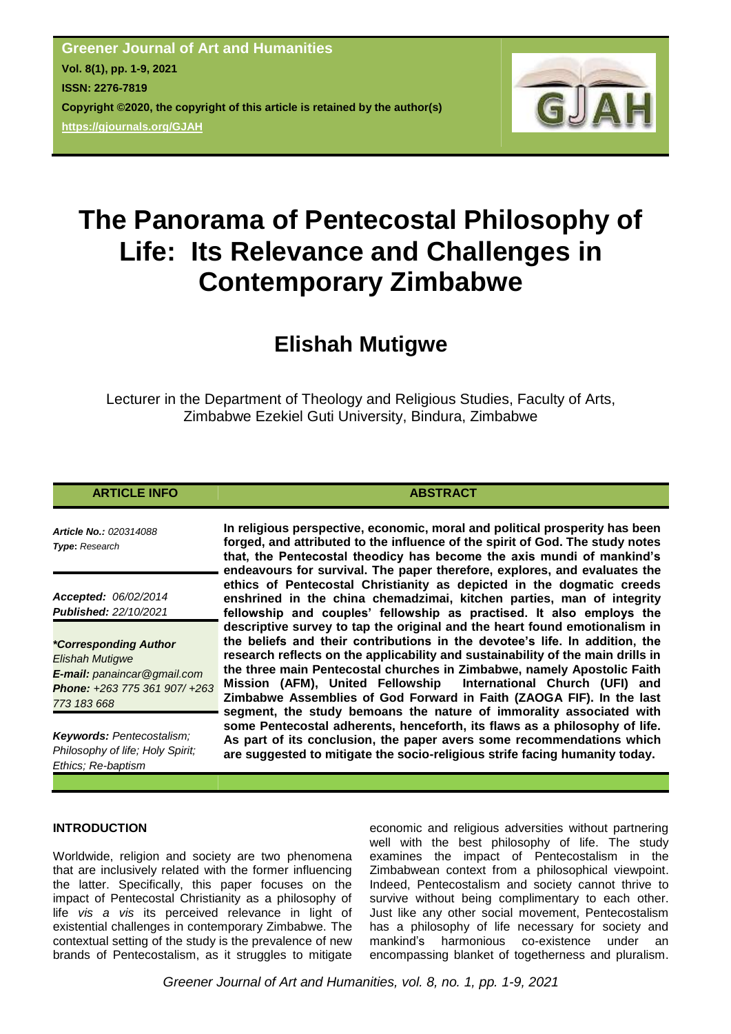**Greener Journal of Art and Humanities**
**Vol. 8(1), pp. 1-9, 2021**
**ISSN: 2276-7819**
**Copyright ©2020, the copyright of this article is retained by the author(s)**
**https://gjournals.org/GJAH**

# The Panorama of Pentecostal Philosophy of Life: Its Relevance and Challenges in Contemporary Zimbabwe

## Elishah Mutigwe

Lecturer in the Department of Theology and Religious Studies, Faculty of Arts, Zimbabwe Ezekiel Guti University, Bindura, Zimbabwe

**ARTICLE INFO**

***Article No.:*** *020314088*
***Type*:** *Research*

***Accepted:*** *06/02/2014*
***Published:*** *22/10/2021*

***\*Corresponding Author***
*Elishah Mutigwe*
***E-mail:*** *panaincar@gmail.com*
***Phone:*** *+263 775 361 907/ +263 773 183 668*

***Keywords:*** *Pentecostalism; Philosophy of life; Holy Spirit; Ethics; Re-baptism*

**ABSTRACT**

**In religious perspective, economic, moral and political prosperity has been forged, and attributed to the influence of the spirit of God. The study notes that, the Pentecostal theodicy has become the axis mundi of mankind's endeavours for survival. The paper therefore, explores, and evaluates the ethics of Pentecostal Christianity as depicted in the dogmatic creeds enshrined in the china chemadzimai, kitchen parties, man of integrity fellowship and couples' fellowship as practised. It also employs the descriptive survey to tap the original and the heart found emotionalism in the beliefs and their contributions in the devotee's life. In addition, the research reflects on the applicability and sustainability of the main drills in the three main Pentecostal churches in Zimbabwe, namely Apostolic Faith Mission (AFM), United Fellowship International Church (UFI) and Zimbabwe Assemblies of God Forward in Faith (ZAOGA FIF). In the last segment, the study bemoans the nature of immorality associated with some Pentecostal adherents, henceforth, its flaws as a philosophy of life. As part of its conclusion, the paper avers some recommendations which are suggested to mitigate the socio-religious strife facing humanity today.**

### INTRODUCTION

Worldwide, religion and society are two phenomena that are inclusively related with the former influencing the latter. Specifically, this paper focuses on the impact of Pentecostal Christianity as a philosophy of life *vis a vis* its perceived relevance in light of existential challenges in contemporary Zimbabwe. The contextual setting of the study is the prevalence of new brands of Pentecostalism, as it struggles to mitigate economic and religious adversities without partnering well with the best philosophy of life. The study examines the impact of Pentecostalism in the Zimbabwean context from a philosophical viewpoint. Indeed, Pentecostalism and society cannot thrive to survive without being complimentary to each other. Just like any other social movement, Pentecostalism has a philosophy of life necessary for society and mankind's harmonious co-existence under an encompassing blanket of togetherness and pluralism.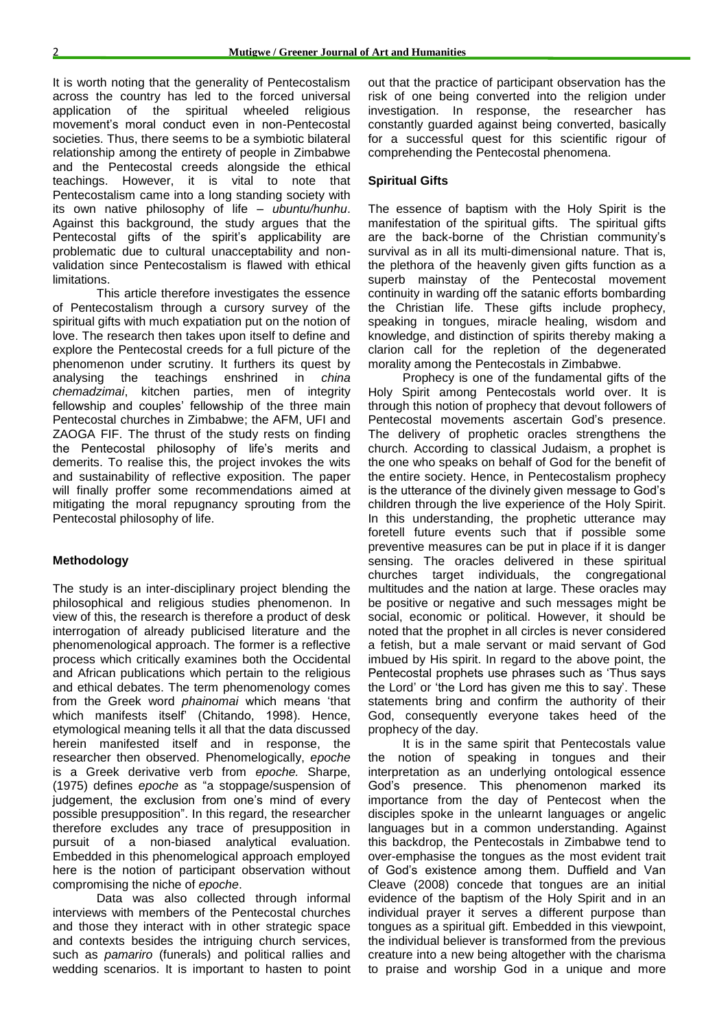It is worth noting that the generality of Pentecostalism across the country has led to the forced universal application of the spiritual wheeled religious movement's moral conduct even in non-Pentecostal societies. Thus, there seems to be a symbiotic bilateral relationship among the entirety of people in Zimbabwe and the Pentecostal creeds alongside the ethical teachings. However, it is vital to note that Pentecostalism came into a long standing society with its own native philosophy of life – *ubuntu/hunhu*. Against this background, the study argues that the Pentecostal gifts of the spirit's applicability are problematic due to cultural unacceptability and non-validation since Pentecostalism is flawed with ethical limitations.

This article therefore investigates the essence of Pentecostalism through a cursory survey of the spiritual gifts with much expatiation put on the notion of love. The research then takes upon itself to define and explore the Pentecostal creeds for a full picture of the phenomenon under scrutiny. It furthers its quest by analysing the teachings enshrined in *china chemadzimai*, kitchen parties, men of integrity fellowship and couples' fellowship of the three main Pentecostal churches in Zimbabwe; the AFM, UFI and ZAOGA FIF. The thrust of the study rests on finding the Pentecostal philosophy of life's merits and demerits. To realise this, the project invokes the wits and sustainability of reflective exposition. The paper will finally proffer some recommendations aimed at mitigating the moral repugnancy sprouting from the Pentecostal philosophy of life.

## Methodology

The study is an inter-disciplinary project blending the philosophical and religious studies phenomenon. In view of this, the research is therefore a product of desk interrogation of already publicised literature and the phenomenological approach. The former is a reflective process which critically examines both the Occidental and African publications which pertain to the religious and ethical debates. The term phenomenology comes from the Greek word *phainomai* which means 'that which manifests itself' (Chitando, 1998). Hence, etymological meaning tells it all that the data discussed herein manifested itself and in response, the researcher then observed. Phenomelogically, *epoche* is a Greek derivative verb from *epoche.* Sharpe, (1975) defines *epoche* as "a stoppage/suspension of judgement, the exclusion from one's mind of every possible presupposition". In this regard, the researcher therefore excludes any trace of presupposition in pursuit of a non-biased analytical evaluation. Embedded in this phenomelogical approach employed here is the notion of participant observation without compromising the niche of *epoche*.

Data was also collected through informal interviews with members of the Pentecostal churches and those they interact with in other strategic space and contexts besides the intriguing church services, such as *pamariro* (funerals) and political rallies and wedding scenarios. It is important to hasten to point out that the practice of participant observation has the risk of one being converted into the religion under investigation. In response, the researcher has constantly guarded against being converted, basically for a successful quest for this scientific rigour of comprehending the Pentecostal phenomena.

## Spiritual Gifts

The essence of baptism with the Holy Spirit is the manifestation of the spiritual gifts. The spiritual gifts are the back-borne of the Christian community's survival as in all its multi-dimensional nature. That is, the plethora of the heavenly given gifts function as a superb mainstay of the Pentecostal movement continuity in warding off the satanic efforts bombarding the Christian life. These gifts include prophecy, speaking in tongues, miracle healing, wisdom and knowledge, and distinction of spirits thereby making a clarion call for the repletion of the degenerated morality among the Pentecostals in Zimbabwe.

Prophecy is one of the fundamental gifts of the Holy Spirit among Pentecostals world over. It is through this notion of prophecy that devout followers of Pentecostal movements ascertain God's presence. The delivery of prophetic oracles strengthens the church. According to classical Judaism, a prophet is the one who speaks on behalf of God for the benefit of the entire society. Hence, in Pentecostalism prophecy is the utterance of the divinely given message to God's children through the live experience of the Holy Spirit. In this understanding, the prophetic utterance may foretell future events such that if possible some preventive measures can be put in place if it is danger sensing. The oracles delivered in these spiritual churches target individuals, the congregational multitudes and the nation at large. These oracles may be positive or negative and such messages might be social, economic or political. However, it should be noted that the prophet in all circles is never considered a fetish, but a male servant or maid servant of God imbued by His spirit. In regard to the above point, the Pentecostal prophets use phrases such as 'Thus says the Lord' or 'the Lord has given me this to say'. These statements bring and confirm the authority of their God, consequently everyone takes heed of the prophecy of the day.

It is in the same spirit that Pentecostals value the notion of speaking in tongues and their interpretation as an underlying ontological essence God's presence. This phenomenon marked its importance from the day of Pentecost when the disciples spoke in the unlearnt languages or angelic languages but in a common understanding. Against this backdrop, the Pentecostals in Zimbabwe tend to over-emphasise the tongues as the most evident trait of God's existence among them. Duffield and Van Cleave (2008) concede that tongues are an initial evidence of the baptism of the Holy Spirit and in an individual prayer it serves a different purpose than tongues as a spiritual gift. Embedded in this viewpoint, the individual believer is transformed from the previous creature into a new being altogether with the charisma to praise and worship God in a unique and more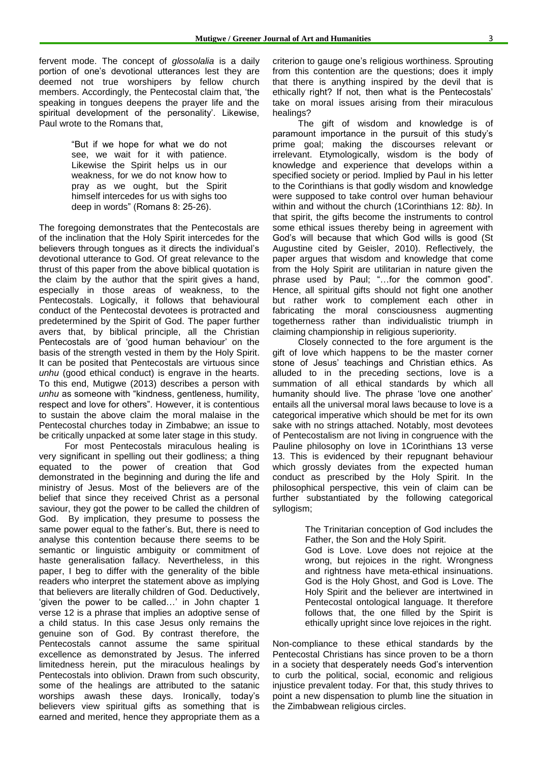fervent mode. The concept of *glossolalia* is a daily portion of one's devotional utterances lest they are deemed not true worshipers by fellow church members. Accordingly, the Pentecostal claim that, 'the speaking in tongues deepens the prayer life and the spiritual development of the personality'. Likewise, Paul wrote to the Romans that,

> "But if we hope for what we do not see, we wait for it with patience. Likewise the Spirit helps us in our weakness, for we do not know how to pray as we ought, but the Spirit himself intercedes for us with sighs too deep in words" (Romans 8: 25-26).

The foregoing demonstrates that the Pentecostals are of the inclination that the Holy Spirit intercedes for the believers through tongues as it directs the individual's devotional utterance to God. Of great relevance to the thrust of this paper from the above biblical quotation is the claim by the author that the spirit gives a hand, especially in those areas of weakness, to the Pentecostals. Logically, it follows that behavioural conduct of the Pentecostal devotees is protracted and predetermined by the Spirit of God. The paper further avers that, by biblical principle, all the Christian Pentecostals are of 'good human behaviour' on the basis of the strength vested in them by the Holy Spirit. It can be posited that Pentecostals are virtuous since *unhu* (good ethical conduct) is engrave in the hearts. To this end, Mutigwe (2013) describes a person with *unhu* as someone with "kindness, gentleness, humility, respect and love for others". However, it is contentious to sustain the above claim the moral malaise in the Pentecostal churches today in Zimbabwe; an issue to be critically unpacked at some later stage in this study.

For most Pentecostals miraculous healing is very significant in spelling out their godliness; a thing equated to the power of creation that God demonstrated in the beginning and during the life and ministry of Jesus. Most of the believers are of the belief that since they received Christ as a personal saviour, they got the power to be called the children of God. By implication, they presume to possess the same power equal to the father's. But, there is need to analyse this contention because there seems to be semantic or linguistic ambiguity or commitment of haste generalisation fallacy. Nevertheless, in this paper, I beg to differ with the generality of the bible readers who interpret the statement above as implying that believers are literally children of God. Deductively, 'given the power to be called…' in John chapter 1 verse 12 is a phrase that implies an adoptive sense of a child status. In this case Jesus only remains the genuine son of God. By contrast therefore, the Pentecostals cannot assume the same spiritual excellence as demonstrated by Jesus. The inferred limitedness herein, put the miraculous healings by Pentecostals into oblivion. Drawn from such obscurity, some of the healings are attributed to the satanic worships awash these days. Ironically, today's believers view spiritual gifts as something that is earned and merited, hence they appropriate them as a criterion to gauge one's religious worthiness. Sprouting from this contention are the questions; does it imply that there is anything inspired by the devil that is ethically right? If not, then what is the Pentecostals' take on moral issues arising from their miraculous healings?

The gift of wisdom and knowledge is of paramount importance in the pursuit of this study's prime goal; making the discourses relevant or irrelevant. Etymologically, wisdom is the body of knowledge and experience that develops within a specified society or period. Implied by Paul in his letter to the Corinthians is that godly wisdom and knowledge were supposed to take control over human behaviour within and without the church (1Corinthians 12: 8*b)*. In that spirit, the gifts become the instruments to control some ethical issues thereby being in agreement with God's will because that which God wills is good (St Augustine cited by Geisler, 2010). Reflectively, the paper argues that wisdom and knowledge that come from the Holy Spirit are utilitarian in nature given the phrase used by Paul; "…for the common good". Hence, all spiritual gifts should not fight one another but rather work to complement each other in fabricating the moral consciousness augmenting togetherness rather than individualistic triumph in claiming championship in religious superiority.

Closely connected to the fore argument is the gift of love which happens to be the master corner stone of Jesus' teachings and Christian ethics. As alluded to in the preceding sections, love is a summation of all ethical standards by which all humanity should live. The phrase 'love one another' entails all the universal moral laws because to love is a categorical imperative which should be met for its own sake with no strings attached. Notably, most devotees of Pentecostalism are not living in congruence with the Pauline philosophy on love in 1Corinthians 13 verse 13. This is evidenced by their repugnant behaviour which grossly deviates from the expected human conduct as prescribed by the Holy Spirit. In the philosophical perspective, this vein of claim can be further substantiated by the following categorical syllogism;

> The Trinitarian conception of God includes the Father, the Son and the Holy Spirit.
>
> God is Love. Love does not rejoice at the wrong, but rejoices in the right. Wrongness and rightness have meta-ethical insinuations. God is the Holy Ghost, and God is Love. The Holy Spirit and the believer are intertwined in Pentecostal ontological language. It therefore follows that, the one filled by the Spirit is ethically upright since love rejoices in the right.

Non-compliance to these ethical standards by the Pentecostal Christians has since proven to be a thorn in a society that desperately needs God's intervention to curb the political, social, economic and religious injustice prevalent today. For that, this study thrives to point a new dispensation to plumb line the situation in the Zimbabwean religious circles.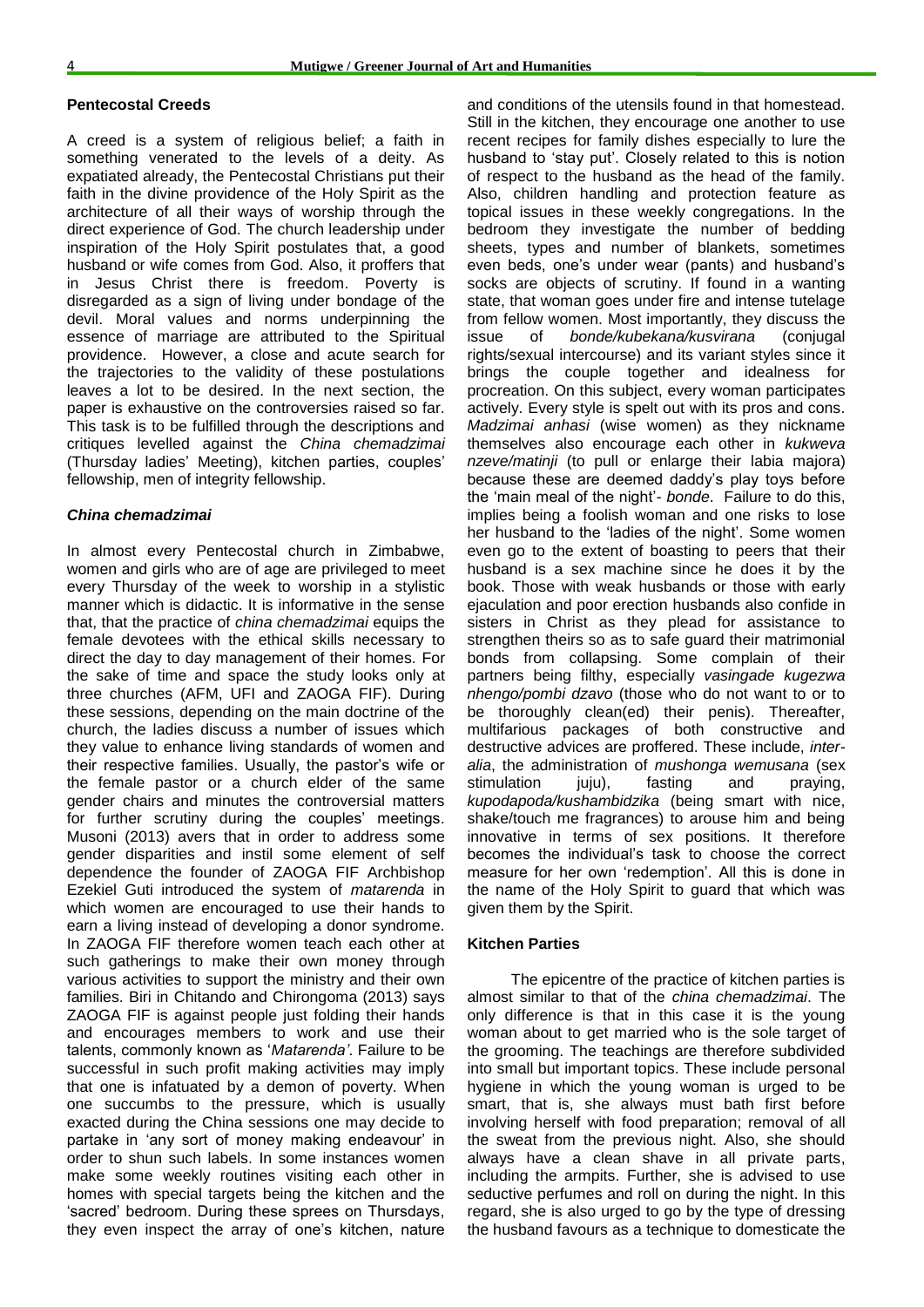### Pentecostal Creeds

A creed is a system of religious belief; a faith in something venerated to the levels of a deity. As expatiated already, the Pentecostal Christians put their faith in the divine providence of the Holy Spirit as the architecture of all their ways of worship through the direct experience of God. The church leadership under inspiration of the Holy Spirit postulates that, a good husband or wife comes from God. Also, it proffers that in Jesus Christ there is freedom. Poverty is disregarded as a sign of living under bondage of the devil. Moral values and norms underpinning the essence of marriage are attributed to the Spiritual providence. However, a close and acute search for the trajectories to the validity of these postulations leaves a lot to be desired. In the next section, the paper is exhaustive on the controversies raised so far. This task is to be fulfilled through the descriptions and critiques levelled against the *China chemadzimai* (Thursday ladies' Meeting), kitchen parties, couples' fellowship, men of integrity fellowship.

### *China chemadzimai*

In almost every Pentecostal church in Zimbabwe, women and girls who are of age are privileged to meet every Thursday of the week to worship in a stylistic manner which is didactic. It is informative in the sense that, that the practice of *china chemadzimai* equips the female devotees with the ethical skills necessary to direct the day to day management of their homes. For the sake of time and space the study looks only at three churches (AFM, UFI and ZAOGA FIF). During these sessions, depending on the main doctrine of the church, the ladies discuss a number of issues which they value to enhance living standards of women and their respective families. Usually, the pastor's wife or the female pastor or a church elder of the same gender chairs and minutes the controversial matters for further scrutiny during the couples' meetings. Musoni (2013) avers that in order to address some gender disparities and instil some element of self dependence the founder of ZAOGA FIF Archbishop Ezekiel Guti introduced the system of *matarenda* in which women are encouraged to use their hands to earn a living instead of developing a donor syndrome. In ZAOGA FIF therefore women teach each other at such gatherings to make their own money through various activities to support the ministry and their own families. Biri in Chitando and Chirongoma (2013) says ZAOGA FIF is against people just folding their hands and encourages members to work and use their talents, commonly known as '*Matarenda'*. Failure to be successful in such profit making activities may imply that one is infatuated by a demon of poverty. When one succumbs to the pressure, which is usually exacted during the China sessions one may decide to partake in 'any sort of money making endeavour' in order to shun such labels. In some instances women make some weekly routines visiting each other in homes with special targets being the kitchen and the 'sacred' bedroom. During these sprees on Thursdays, they even inspect the array of one's kitchen, nature and conditions of the utensils found in that homestead. Still in the kitchen, they encourage one another to use recent recipes for family dishes especially to lure the husband to 'stay put'. Closely related to this is notion of respect to the husband as the head of the family. Also, children handling and protection feature as topical issues in these weekly congregations. In the bedroom they investigate the number of bedding sheets, types and number of blankets, sometimes even beds, one's under wear (pants) and husband's socks are objects of scrutiny. If found in a wanting state, that woman goes under fire and intense tutelage from fellow women. Most importantly, they discuss the issue of *bonde/kubekana/kusvirana* (conjugal rights/sexual intercourse) and its variant styles since it brings the couple together and idealness for procreation. On this subject, every woman participates actively. Every style is spelt out with its pros and cons. *Madzimai anhasi* (wise women) as they nickname themselves also encourage each other in *kukweva nzeve/matinji* (to pull or enlarge their labia majora) because these are deemed daddy's play toys before the 'main meal of the night'- *bonde*. Failure to do this, implies being a foolish woman and one risks to lose her husband to the 'ladies of the night'. Some women even go to the extent of boasting to peers that their husband is a sex machine since he does it by the book. Those with weak husbands or those with early ejaculation and poor erection husbands also confide in sisters in Christ as they plead for assistance to strengthen theirs so as to safe guard their matrimonial bonds from collapsing. Some complain of their partners being filthy, especially *vasingade kugezwa nhengo/pombi dzavo* (those who do not want to or to be thoroughly clean(ed) their penis). Thereafter, multifarious packages of both constructive and destructive advices are proffered. These include, *inter-alia*, the administration of *mushonga wemusana* (sex stimulation juju), fasting and praying, *kupodapoda/kushambidzika* (being smart with nice, shake/touch me fragrances) to arouse him and being innovative in terms of sex positions. It therefore becomes the individual's task to choose the correct measure for her own 'redemption'. All this is done in the name of the Holy Spirit to guard that which was given them by the Spirit.

### Kitchen Parties

The epicentre of the practice of kitchen parties is almost similar to that of the *china chemadzimai*. The only difference is that in this case it is the young woman about to get married who is the sole target of the grooming. The teachings are therefore subdivided into small but important topics. These include personal hygiene in which the young woman is urged to be smart, that is, she always must bath first before involving herself with food preparation; removal of all the sweat from the previous night. Also, she should always have a clean shave in all private parts, including the armpits. Further, she is advised to use seductive perfumes and roll on during the night. In this regard, she is also urged to go by the type of dressing the husband favours as a technique to domesticate the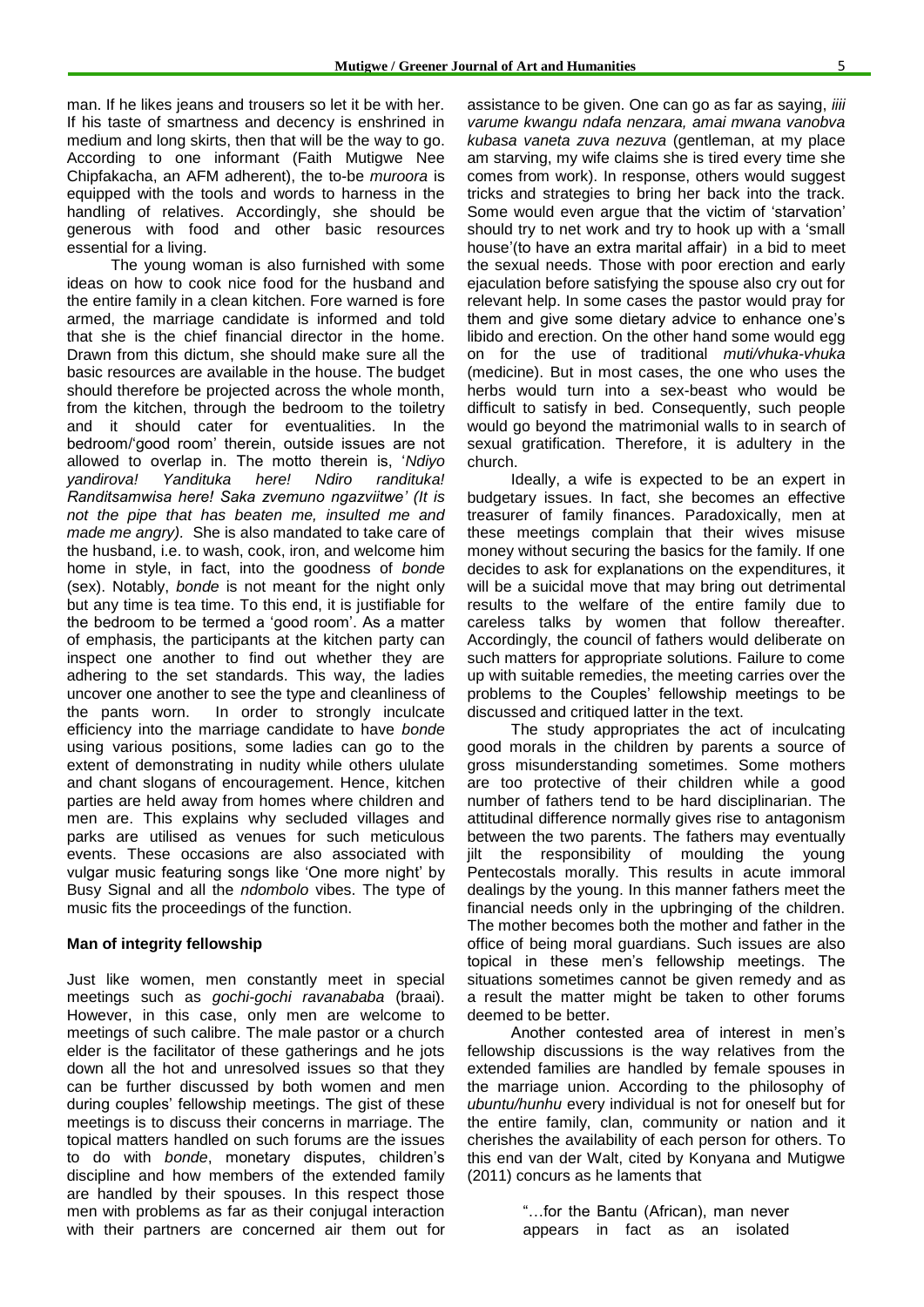man. If he likes jeans and trousers so let it be with her. If his taste of smartness and decency is enshrined in medium and long skirts, then that will be the way to go. According to one informant (Faith Mutigwe Nee Chipfakacha, an AFM adherent), the to-be *muroora* is equipped with the tools and words to harness in the handling of relatives. Accordingly, she should be generous with food and other basic resources essential for a living.

The young woman is also furnished with some ideas on how to cook nice food for the husband and the entire family in a clean kitchen. Fore warned is fore armed, the marriage candidate is informed and told that she is the chief financial director in the home. Drawn from this dictum, she should make sure all the basic resources are available in the house. The budget should therefore be projected across the whole month, from the kitchen, through the bedroom to the toiletry and it should cater for eventualities. In the bedroom/'good room' therein, outside issues are not allowed to overlap in. The motto therein is, '*Ndiyo yandirova! Yandituka here! Ndiro randituka! Randitsamwisa here! Saka zvemuno ngazviitwe' (It is not the pipe that has beaten me, insulted me and made me angry).* She is also mandated to take care of the husband, i.e. to wash, cook, iron, and welcome him home in style, in fact, into the goodness of *bonde* (sex). Notably, *bonde* is not meant for the night only but any time is tea time. To this end, it is justifiable for the bedroom to be termed a 'good room'. As a matter of emphasis, the participants at the kitchen party can inspect one another to find out whether they are adhering to the set standards. This way, the ladies uncover one another to see the type and cleanliness of the pants worn. In order to strongly inculcate efficiency into the marriage candidate to have *bonde* using various positions, some ladies can go to the extent of demonstrating in nudity while others ululate and chant slogans of encouragement. Hence, kitchen parties are held away from homes where children and men are. This explains why secluded villages and parks are utilised as venues for such meticulous events. These occasions are also associated with vulgar music featuring songs like 'One more night' by Busy Signal and all the *ndombolo* vibes. The type of music fits the proceedings of the function.

### Man of integrity fellowship

Just like women, men constantly meet in special meetings such as *gochi-gochi ravanababa* (braai). However, in this case, only men are welcome to meetings of such calibre. The male pastor or a church elder is the facilitator of these gatherings and he jots down all the hot and unresolved issues so that they can be further discussed by both women and men during couples' fellowship meetings. The gist of these meetings is to discuss their concerns in marriage. The topical matters handled on such forums are the issues to do with *bonde*, monetary disputes, children's discipline and how members of the extended family are handled by their spouses. In this respect those men with problems as far as their conjugal interaction with their partners are concerned air them out for assistance to be given. One can go as far as saying, *iiii varume kwangu ndafa nenzara, amai mwana vanobva kubasa vaneta zuva nezuva* (gentleman, at my place am starving, my wife claims she is tired every time she comes from work). In response, others would suggest tricks and strategies to bring her back into the track. Some would even argue that the victim of 'starvation' should try to net work and try to hook up with a 'small house'(to have an extra marital affair) in a bid to meet the sexual needs. Those with poor erection and early ejaculation before satisfying the spouse also cry out for relevant help. In some cases the pastor would pray for them and give some dietary advice to enhance one's libido and erection. On the other hand some would egg on for the use of traditional *muti/vhuka-vhuka* (medicine). But in most cases, the one who uses the herbs would turn into a sex-beast who would be difficult to satisfy in bed. Consequently, such people would go beyond the matrimonial walls to in search of sexual gratification. Therefore, it is adultery in the church.

Ideally, a wife is expected to be an expert in budgetary issues. In fact, she becomes an effective treasurer of family finances. Paradoxically, men at these meetings complain that their wives misuse money without securing the basics for the family. If one decides to ask for explanations on the expenditures, it will be a suicidal move that may bring out detrimental results to the welfare of the entire family due to careless talks by women that follow thereafter. Accordingly, the council of fathers would deliberate on such matters for appropriate solutions. Failure to come up with suitable remedies, the meeting carries over the problems to the Couples' fellowship meetings to be discussed and critiqued latter in the text.

The study appropriates the act of inculcating good morals in the children by parents a source of gross misunderstanding sometimes. Some mothers are too protective of their children while a good number of fathers tend to be hard disciplinarian. The attitudinal difference normally gives rise to antagonism between the two parents. The fathers may eventually jilt the responsibility of moulding the young Pentecostals morally. This results in acute immoral dealings by the young. In this manner fathers meet the financial needs only in the upbringing of the children. The mother becomes both the mother and father in the office of being moral guardians. Such issues are also topical in these men's fellowship meetings. The situations sometimes cannot be given remedy and as a result the matter might be taken to other forums deemed to be better.

Another contested area of interest in men's fellowship discussions is the way relatives from the extended families are handled by female spouses in the marriage union. According to the philosophy of *ubuntu/hunhu* every individual is not for oneself but for the entire family, clan, community or nation and it cherishes the availability of each person for others. To this end van der Walt, cited by Konyana and Mutigwe (2011) concurs as he laments that

> "…for the Bantu (African), man never appears in fact as an isolated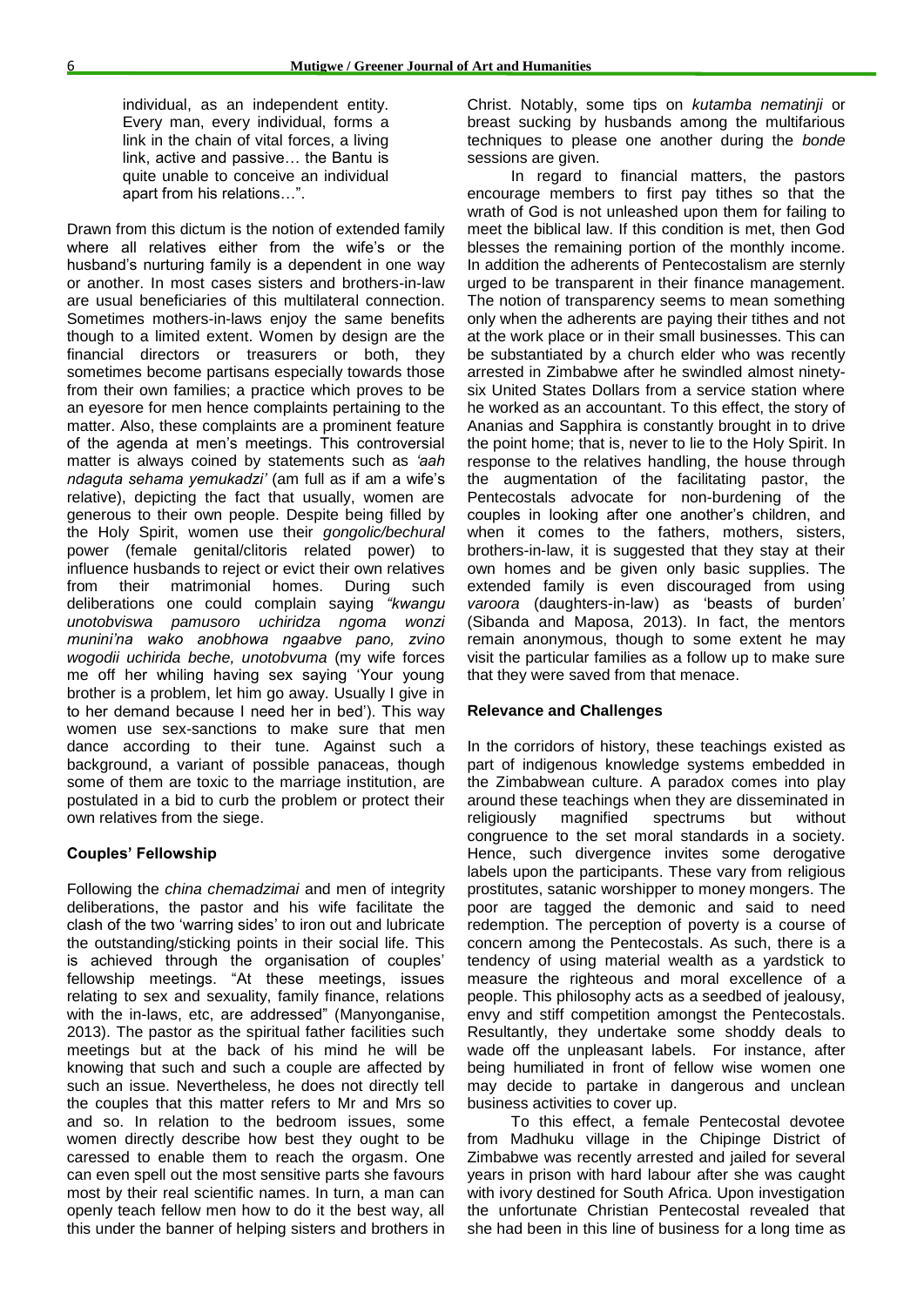individual, as an independent entity. Every man, every individual, forms a link in the chain of vital forces, a living link, active and passive… the Bantu is quite unable to conceive an individual apart from his relations…".

Drawn from this dictum is the notion of extended family where all relatives either from the wife's or the husband's nurturing family is a dependent in one way or another. In most cases sisters and brothers-in-law are usual beneficiaries of this multilateral connection. Sometimes mothers-in-laws enjoy the same benefits though to a limited extent. Women by design are the financial directors or treasurers or both, they sometimes become partisans especially towards those from their own families; a practice which proves to be an eyesore for men hence complaints pertaining to the matter. Also, these complaints are a prominent feature of the agenda at men's meetings. This controversial matter is always coined by statements such as *'aah ndaguta sehama yemukadzi'* (am full as if am a wife's relative), depicting the fact that usually, women are generous to their own people. Despite being filled by the Holy Spirit, women use their *gongolic/bechural* power (female genital/clitoris related power) to influence husbands to reject or evict their own relatives from their matrimonial homes. During such deliberations one could complain saying *"kwangu unotobviswa pamusoro uchiridza ngoma wonzi munini'na wako anobhowa ngaabve pano, zvino wogodii uchirida beche, unotobvuma* (my wife forces me off her whiling having sex saying 'Your young brother is a problem, let him go away. Usually I give in to her demand because I need her in bed'). This way women use sex-sanctions to make sure that men dance according to their tune. Against such a background, a variant of possible panaceas, though some of them are toxic to the marriage institution, are postulated in a bid to curb the problem or protect their own relatives from the siege.

### Couples' Fellowship

Following the *china chemadzimai* and men of integrity deliberations, the pastor and his wife facilitate the clash of the two 'warring sides' to iron out and lubricate the outstanding/sticking points in their social life. This is achieved through the organisation of couples' fellowship meetings. "At these meetings, issues relating to sex and sexuality, family finance, relations with the in-laws, etc, are addressed" (Manyonganise, 2013). The pastor as the spiritual father facilities such meetings but at the back of his mind he will be knowing that such and such a couple are affected by such an issue. Nevertheless, he does not directly tell the couples that this matter refers to Mr and Mrs so and so. In relation to the bedroom issues, some women directly describe how best they ought to be caressed to enable them to reach the orgasm. One can even spell out the most sensitive parts she favours most by their real scientific names. In turn, a man can openly teach fellow men how to do it the best way, all this under the banner of helping sisters and brothers in Christ. Notably, some tips on *kutamba nematinji* or breast sucking by husbands among the multifarious techniques to please one another during the *bonde* sessions are given.

In regard to financial matters, the pastors encourage members to first pay tithes so that the wrath of God is not unleashed upon them for failing to meet the biblical law. If this condition is met, then God blesses the remaining portion of the monthly income. In addition the adherents of Pentecostalism are sternly urged to be transparent in their finance management. The notion of transparency seems to mean something only when the adherents are paying their tithes and not at the work place or in their small businesses. This can be substantiated by a church elder who was recently arrested in Zimbabwe after he swindled almost ninety-six United States Dollars from a service station where he worked as an accountant. To this effect, the story of Ananias and Sapphira is constantly brought in to drive the point home; that is, never to lie to the Holy Spirit. In response to the relatives handling, the house through the augmentation of the facilitating pastor, the Pentecostals advocate for non-burdening of the couples in looking after one another's children, and when it comes to the fathers, mothers, sisters, brothers-in-law, it is suggested that they stay at their own homes and be given only basic supplies. The extended family is even discouraged from using *varoora* (daughters-in-law) as 'beasts of burden' (Sibanda and Maposa, 2013). In fact, the mentors remain anonymous, though to some extent he may visit the particular families as a follow up to make sure that they were saved from that menace.

### Relevance and Challenges

In the corridors of history, these teachings existed as part of indigenous knowledge systems embedded in the Zimbabwean culture. A paradox comes into play around these teachings when they are disseminated in religiously magnified spectrums but without congruence to the set moral standards in a society. Hence, such divergence invites some derogative labels upon the participants. These vary from religious prostitutes, satanic worshipper to money mongers. The poor are tagged the demonic and said to need redemption. The perception of poverty is a course of concern among the Pentecostals. As such, there is a tendency of using material wealth as a yardstick to measure the righteous and moral excellence of a people. This philosophy acts as a seedbed of jealousy, envy and stiff competition amongst the Pentecostals. Resultantly, they undertake some shoddy deals to wade off the unpleasant labels. For instance, after being humiliated in front of fellow wise women one may decide to partake in dangerous and unclean business activities to cover up.

To this effect, a female Pentecostal devotee from Madhuku village in the Chipinge District of Zimbabwe was recently arrested and jailed for several years in prison with hard labour after she was caught with ivory destined for South Africa. Upon investigation the unfortunate Christian Pentecostal revealed that she had been in this line of business for a long time as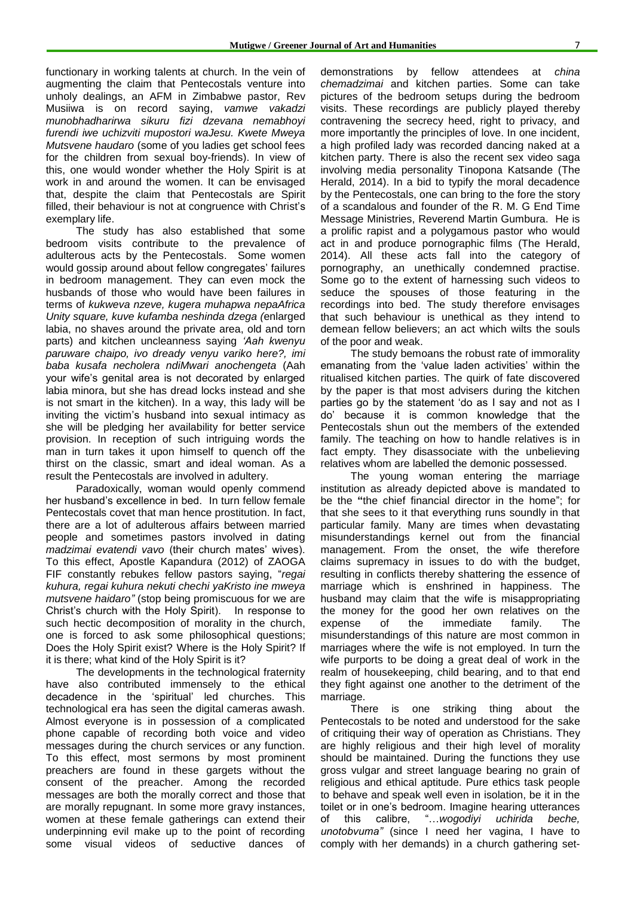functionary in working talents at church. In the vein of augmenting the claim that Pentecostals venture into unholy dealings, an AFM in Zimbabwe pastor, Rev Musiiwa is on record saying, *vamwe vakadzi munobhadharirwa sikuru fizi dzevana nemabhoyi furendi iwe uchizviti mupostori waJesu. Kwete Mweya Mutsvene haudaro* (some of you ladies get school fees for the children from sexual boy-friends). In view of this, one would wonder whether the Holy Spirit is at work in and around the women. It can be envisaged that, despite the claim that Pentecostals are Spirit filled, their behaviour is not at congruence with Christ's exemplary life.

The study has also established that some bedroom visits contribute to the prevalence of adulterous acts by the Pentecostals. Some women would gossip around about fellow congregates' failures in bedroom management. They can even mock the husbands of those who would have been failures in terms of *kukweva nzeve, kugera muhapwa nepaAfrica Unity square, kuve kufamba neshinda dzega (*enlarged labia, no shaves around the private area, old and torn parts) and kitchen uncleanness saying *'Aah kwenyu paruware chaipo, ivo dready venyu variko here?, imi baba kusafa necholera ndiMwari anochengeta* (Aah your wife's genital area is not decorated by enlarged labia minora, but she has dread locks instead and she is not smart in the kitchen). In a way, this lady will be inviting the victim's husband into sexual intimacy as she will be pledging her availability for better service provision. In reception of such intriguing words the man in turn takes it upon himself to quench off the thirst on the classic, smart and ideal woman. As a result the Pentecostals are involved in adultery.

Paradoxically, woman would openly commend her husband's excellence in bed. In turn fellow female Pentecostals covet that man hence prostitution. In fact, there are a lot of adulterous affairs between married people and sometimes pastors involved in dating *madzimai evatendi vavo* (their church mates' wives). To this effect, Apostle Kapandura (2012) of ZAOGA FIF constantly rebukes fellow pastors saying, "*regai kuhura, regai kuhura nekuti chechi yaKristo ine mweya mutsvene haidaro"* (stop being promiscuous for we are Christ's church with the Holy Spirit). In response to such hectic decomposition of morality in the church, one is forced to ask some philosophical questions; Does the Holy Spirit exist? Where is the Holy Spirit? If it is there; what kind of the Holy Spirit is it?

The developments in the technological fraternity have also contributed immensely to the ethical decadence in the 'spiritual' led churches. This technological era has seen the digital cameras awash. Almost everyone is in possession of a complicated phone capable of recording both voice and video messages during the church services or any function. To this effect, most sermons by most prominent preachers are found in these gargets without the consent of the preacher. Among the recorded messages are both the morally correct and those that are morally repugnant. In some more gravy instances, women at these female gatherings can extend their underpinning evil make up to the point of recording some visual videos of seductive dances of demonstrations by fellow attendees at *china chemadzimai* and kitchen parties. Some can take pictures of the bedroom setups during the bedroom visits. These recordings are publicly played thereby contravening the secrecy heed, right to privacy, and more importantly the principles of love. In one incident, a high profiled lady was recorded dancing naked at a kitchen party. There is also the recent sex video saga involving media personality Tinopona Katsande (The Herald, 2014). In a bid to typify the moral decadence by the Pentecostals, one can bring to the fore the story of a scandalous and founder of the R. M. G End Time Message Ministries, Reverend Martin Gumbura. He is a prolific rapist and a polygamous pastor who would act in and produce pornographic films (The Herald, 2014). All these acts fall into the category of pornography, an unethically condemned practise. Some go to the extent of harnessing such videos to seduce the spouses of those featuring in the recordings into bed. The study therefore envisages that such behaviour is unethical as they intend to demean fellow believers; an act which wilts the souls of the poor and weak.

The study bemoans the robust rate of immorality emanating from the 'value laden activities' within the ritualised kitchen parties. The quirk of fate discovered by the paper is that most advisers during the kitchen parties go by the statement 'do as I say and not as I do' because it is common knowledge that the Pentecostals shun out the members of the extended family. The teaching on how to handle relatives is in fact empty. They disassociate with the unbelieving relatives whom are labelled the demonic possessed.

The young woman entering the marriage institution as already depicted above is mandated to be the **"**the chief financial director in the home"; for that she sees to it that everything runs soundly in that particular family. Many are times when devastating misunderstandings kernel out from the financial management. From the onset, the wife therefore claims supremacy in issues to do with the budget, resulting in conflicts thereby shattering the essence of marriage which is enshrined in happiness. The husband may claim that the wife is misappropriating the money for the good her own relatives on the expense of the immediate family. The misunderstandings of this nature are most common in marriages where the wife is not employed. In turn the wife purports to be doing a great deal of work in the realm of housekeeping, child bearing, and to that end they fight against one another to the detriment of the marriage.

There is one striking thing about the Pentecostals to be noted and understood for the sake of critiquing their way of operation as Christians. They are highly religious and their high level of morality should be maintained. During the functions they use gross vulgar and street language bearing no grain of religious and ethical aptitude. Pure ethics task people to behave and speak well even in isolation, be it in the toilet or in one's bedroom. Imagine hearing utterances of this calibre, "…*wogodiyi uchirida beche, unotobvuma"* (since I need her vagina, I have to comply with her demands) in a church gathering set-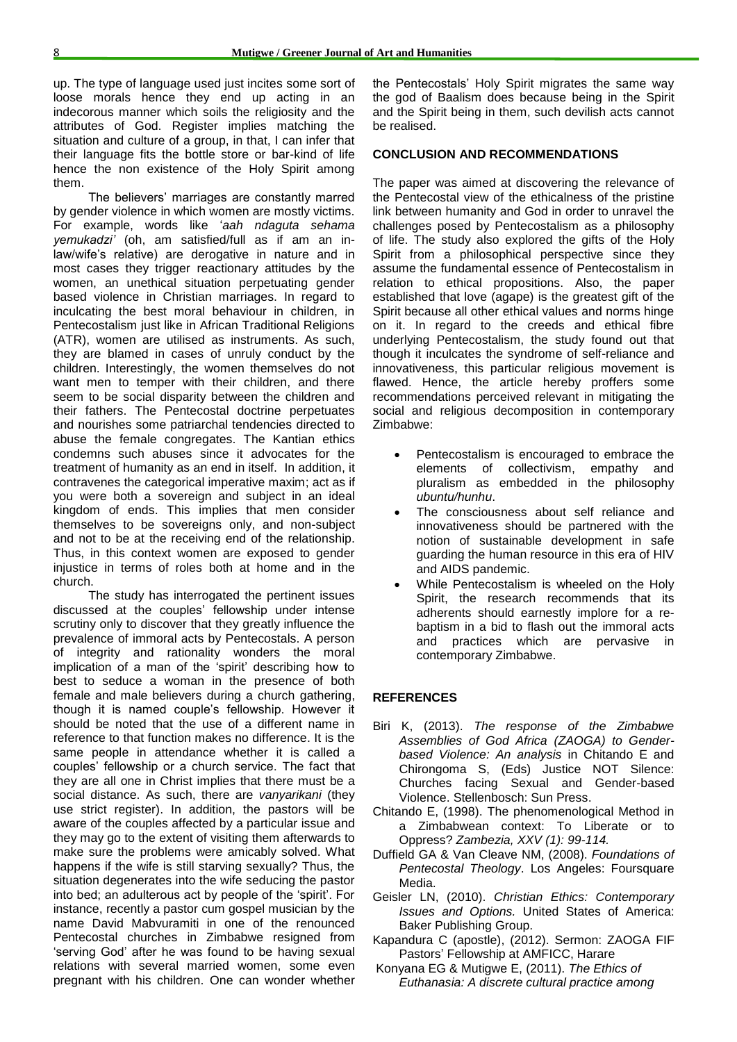up. The type of language used just incites some sort of loose morals hence they end up acting in an indecorous manner which soils the religiosity and the attributes of God. Register implies matching the situation and culture of a group, in that, I can infer that their language fits the bottle store or bar-kind of life hence the non existence of the Holy Spirit among them.

The believers' marriages are constantly marred by gender violence in which women are mostly victims. For example, words like '*aah ndaguta sehama yemukadzi'* (oh, am satisfied/full as if am an in-law/wife's relative) are derogative in nature and in most cases they trigger reactionary attitudes by the women, an unethical situation perpetuating gender based violence in Christian marriages. In regard to inculcating the best moral behaviour in children, in Pentecostalism just like in African Traditional Religions (ATR), women are utilised as instruments. As such, they are blamed in cases of unruly conduct by the children. Interestingly, the women themselves do not want men to temper with their children, and there seem to be social disparity between the children and their fathers. The Pentecostal doctrine perpetuates and nourishes some patriarchal tendencies directed to abuse the female congregates. The Kantian ethics condemns such abuses since it advocates for the treatment of humanity as an end in itself. In addition, it contravenes the categorical imperative maxim; act as if you were both a sovereign and subject in an ideal kingdom of ends. This implies that men consider themselves to be sovereigns only, and non-subject and not to be at the receiving end of the relationship. Thus, in this context women are exposed to gender injustice in terms of roles both at home and in the church.

The study has interrogated the pertinent issues discussed at the couples' fellowship under intense scrutiny only to discover that they greatly influence the prevalence of immoral acts by Pentecostals. A person of integrity and rationality wonders the moral implication of a man of the 'spirit' describing how to best to seduce a woman in the presence of both female and male believers during a church gathering, though it is named couple's fellowship. However it should be noted that the use of a different name in reference to that function makes no difference. It is the same people in attendance whether it is called a couples' fellowship or a church service. The fact that they are all one in Christ implies that there must be a social distance. As such, there are *vanyarikani* (they use strict register). In addition, the pastors will be aware of the couples affected by a particular issue and they may go to the extent of visiting them afterwards to make sure the problems were amicably solved. What happens if the wife is still starving sexually? Thus, the situation degenerates into the wife seducing the pastor into bed; an adulterous act by people of the 'spirit'. For instance, recently a pastor cum gospel musician by the name David Mabvuramiti in one of the renounced Pentecostal churches in Zimbabwe resigned from 'serving God' after he was found to be having sexual relations with several married women, some even pregnant with his children. One can wonder whether the Pentecostals' Holy Spirit migrates the same way the god of Baalism does because being in the Spirit and the Spirit being in them, such devilish acts cannot be realised.

## CONCLUSION AND RECOMMENDATIONS

The paper was aimed at discovering the relevance of the Pentecostal view of the ethicalness of the pristine link between humanity and God in order to unravel the challenges posed by Pentecostalism as a philosophy of life. The study also explored the gifts of the Holy Spirit from a philosophical perspective since they assume the fundamental essence of Pentecostalism in relation to ethical propositions. Also, the paper established that love (agape) is the greatest gift of the Spirit because all other ethical values and norms hinge on it. In regard to the creeds and ethical fibre underlying Pentecostalism, the study found out that though it inculcates the syndrome of self-reliance and innovativeness, this particular religious movement is flawed. Hence, the article hereby proffers some recommendations perceived relevant in mitigating the social and religious decomposition in contemporary Zimbabwe:

- Pentecostalism is encouraged to embrace the elements of collectivism, empathy and pluralism as embedded in the philosophy *ubuntu/hunhu*.
- The consciousness about self reliance and innovativeness should be partnered with the notion of sustainable development in safe guarding the human resource in this era of HIV and AIDS pandemic.
- While Pentecostalism is wheeled on the Holy Spirit, the research recommends that its adherents should earnestly implore for a re-baptism in a bid to flash out the immoral acts and practices which are pervasive in contemporary Zimbabwe.

## REFERENCES

Biri K, (2013). *The response of the Zimbabwe Assemblies of God Africa (ZAOGA) to Gender-based Violence: An analysis* in Chitando E and Chirongoma S, (Eds) Justice NOT Silence: Churches facing Sexual and Gender-based Violence. Stellenbosch: Sun Press.

Chitando E, (1998). The phenomenological Method in a Zimbabwean context: To Liberate or to Oppress? *Zambezia, XXV (1): 99-114.*

Duffield GA & Van Cleave NM, (2008). *Foundations of Pentecostal Theology*. Los Angeles: Foursquare Media.

Geisler LN, (2010). *Christian Ethics: Contemporary Issues and Options.* United States of America: Baker Publishing Group.

Kapandura C (apostle), (2012). Sermon: ZAOGA FIF Pastors' Fellowship at AMFICC, Harare

Konyana EG & Mutigwe E, (2011). *The Ethics of Euthanasia: A discrete cultural practice among*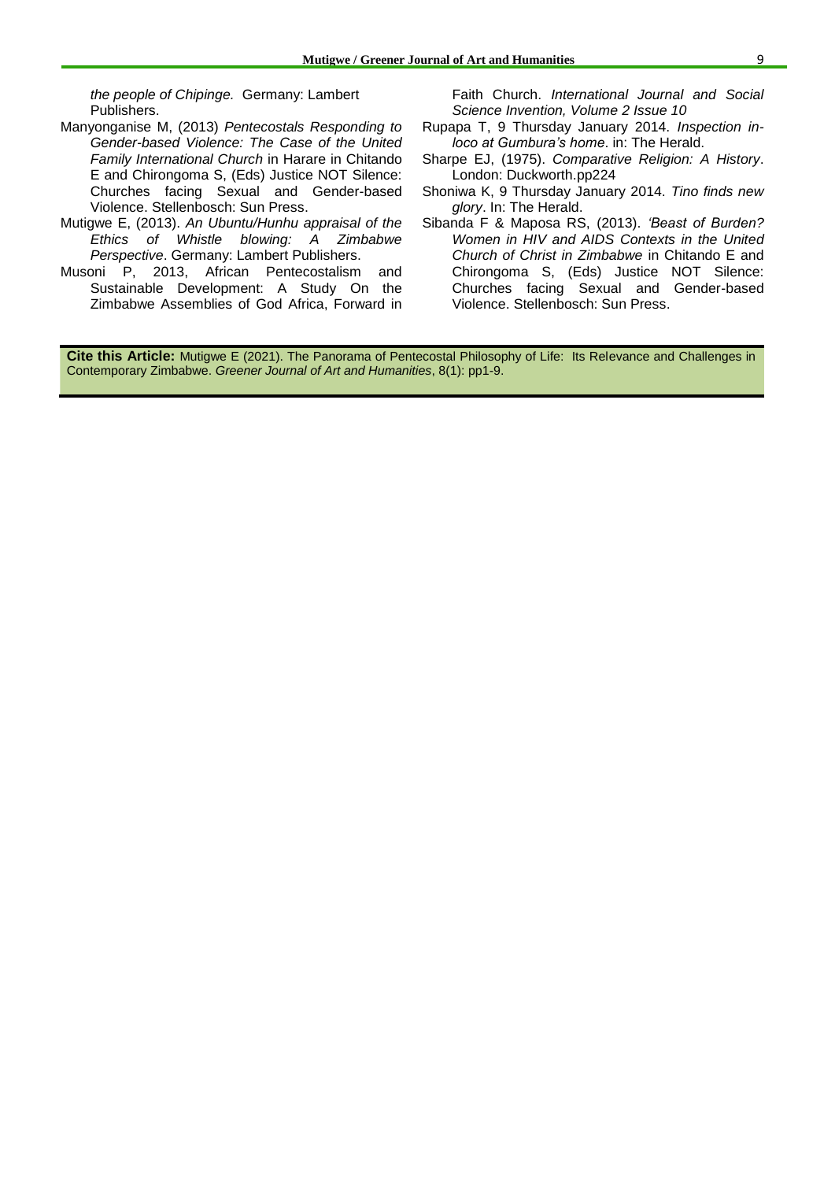*the people of Chipinge.* Germany: Lambert Publishers.

Manyonganise M, (2013) *Pentecostals Responding to Gender-based Violence: The Case of the United Family International Church* in Harare in Chitando E and Chirongoma S, (Eds) Justice NOT Silence: Churches facing Sexual and Gender-based Violence. Stellenbosch: Sun Press.

Mutigwe E, (2013). *An Ubuntu/Hunhu appraisal of the Ethics of Whistle blowing: A Zimbabwe Perspective*. Germany: Lambert Publishers.

Musoni P, 2013, African Pentecostalism and Sustainable Development: A Study On the Zimbabwe Assemblies of God Africa, Forward in Faith Church. *International Journal and Social Science Invention, Volume 2 Issue 10*

Rupapa T, 9 Thursday January 2014. *Inspection in-loco at Gumbura's home*. in: The Herald.

Sharpe EJ, (1975). *Comparative Religion: A History*. London: Duckworth.pp224

Shoniwa K, 9 Thursday January 2014. *Tino finds new glory*. In: The Herald.

Sibanda F & Maposa RS, (2013). *'Beast of Burden? Women in HIV and AIDS Contexts in the United Church of Christ in Zimbabwe* in Chitando E and Chirongoma S, (Eds) Justice NOT Silence: Churches facing Sexual and Gender-based Violence. Stellenbosch: Sun Press.

**Cite this Article:** Mutigwe E (2021). The Panorama of Pentecostal Philosophy of Life: Its Relevance and Challenges in Contemporary Zimbabwe. *Greener Journal of Art and Humanities*, 8(1): pp1-9.